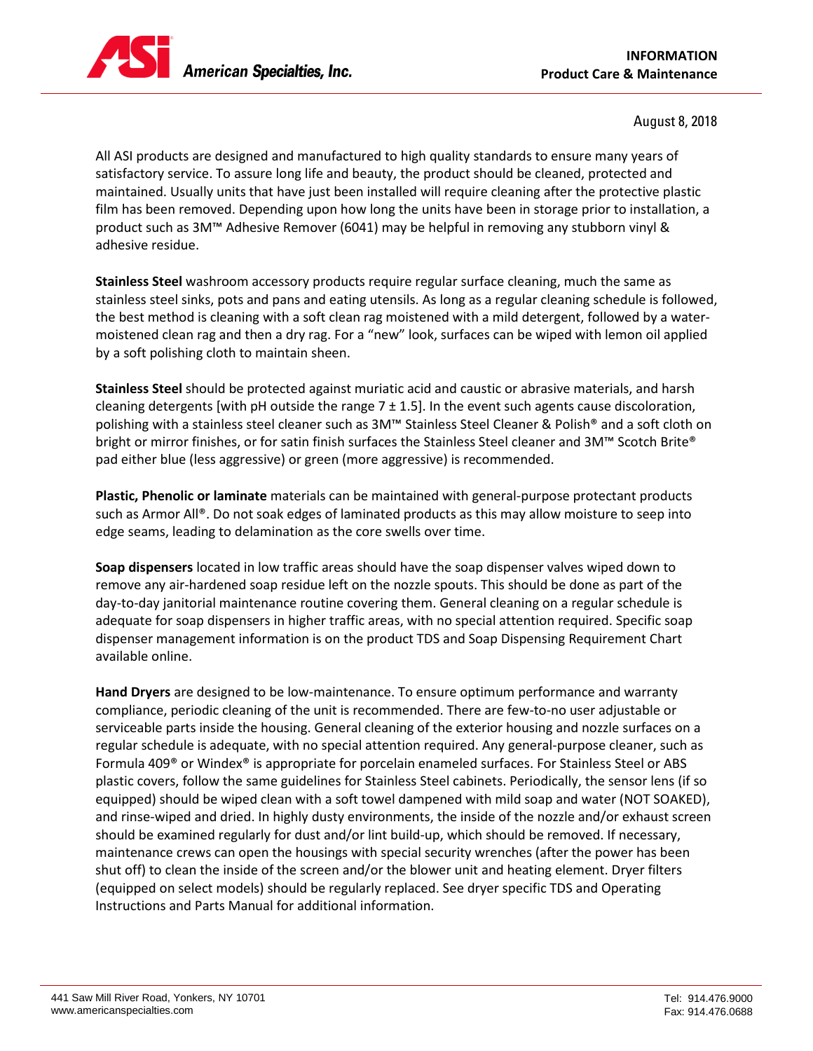**INFORMATION**
**Product Care & Maintenance**

August 8, 2018

All ASI products are designed and manufactured to high quality standards to ensure many years of satisfactory service. To assure long life and beauty, the product should be cleaned, protected and maintained. Usually units that have just been installed will require cleaning after the protective plastic film has been removed. Depending upon how long the units have been in storage prior to installation, a product such as 3M™ Adhesive Remover (6041) may be helpful in removing any stubborn vinyl & adhesive residue.

**Stainless Steel** washroom accessory products require regular surface cleaning, much the same as stainless steel sinks, pots and pans and eating utensils. As long as a regular cleaning schedule is followed, the best method is cleaning with a soft clean rag moistened with a mild detergent, followed by a water-moistened clean rag and then a dry rag. For a "new" look, surfaces can be wiped with lemon oil applied by a soft polishing cloth to maintain sheen.

**Stainless Steel** should be protected against muriatic acid and caustic or abrasive materials, and harsh cleaning detergents [with pH outside the range $7 \pm 1.5$]. In the event such agents cause discoloration, polishing with a stainless steel cleaner such as 3M™ Stainless Steel Cleaner & Polish® and a soft cloth on bright or mirror finishes, or for satin finish surfaces the Stainless Steel cleaner and 3M™ Scotch Brite® pad either blue (less aggressive) or green (more aggressive) is recommended.

**Plastic, Phenolic or laminate** materials can be maintained with general-purpose protectant products such as Armor All®. Do not soak edges of laminated products as this may allow moisture to seep into edge seams, leading to delamination as the core swells over time.

**Soap dispensers** located in low traffic areas should have the soap dispenser valves wiped down to remove any air-hardened soap residue left on the nozzle spouts. This should be done as part of the day-to-day janitorial maintenance routine covering them. General cleaning on a regular schedule is adequate for soap dispensers in higher traffic areas, with no special attention required. Specific soap dispenser management information is on the product TDS and Soap Dispensing Requirement Chart available online.

**Hand Dryers** are designed to be low-maintenance. To ensure optimum performance and warranty compliance, periodic cleaning of the unit is recommended. There are few-to-no user adjustable or serviceable parts inside the housing. General cleaning of the exterior housing and nozzle surfaces on a regular schedule is adequate, with no special attention required. Any general-purpose cleaner, such as Formula 409® or Windex® is appropriate for porcelain enameled surfaces. For Stainless Steel or ABS plastic covers, follow the same guidelines for Stainless Steel cabinets. Periodically, the sensor lens (if so equipped) should be wiped clean with a soft towel dampened with mild soap and water (NOT SOAKED), and rinse-wiped and dried. In highly dusty environments, the inside of the nozzle and/or exhaust screen should be examined regularly for dust and/or lint build-up, which should be removed. If necessary, maintenance crews can open the housings with special security wrenches (after the power has been shut off) to clean the inside of the screen and/or the blower unit and heating element. Dryer filters (equipped on select models) should be regularly replaced. See dryer specific TDS and Operating Instructions and Parts Manual for additional information.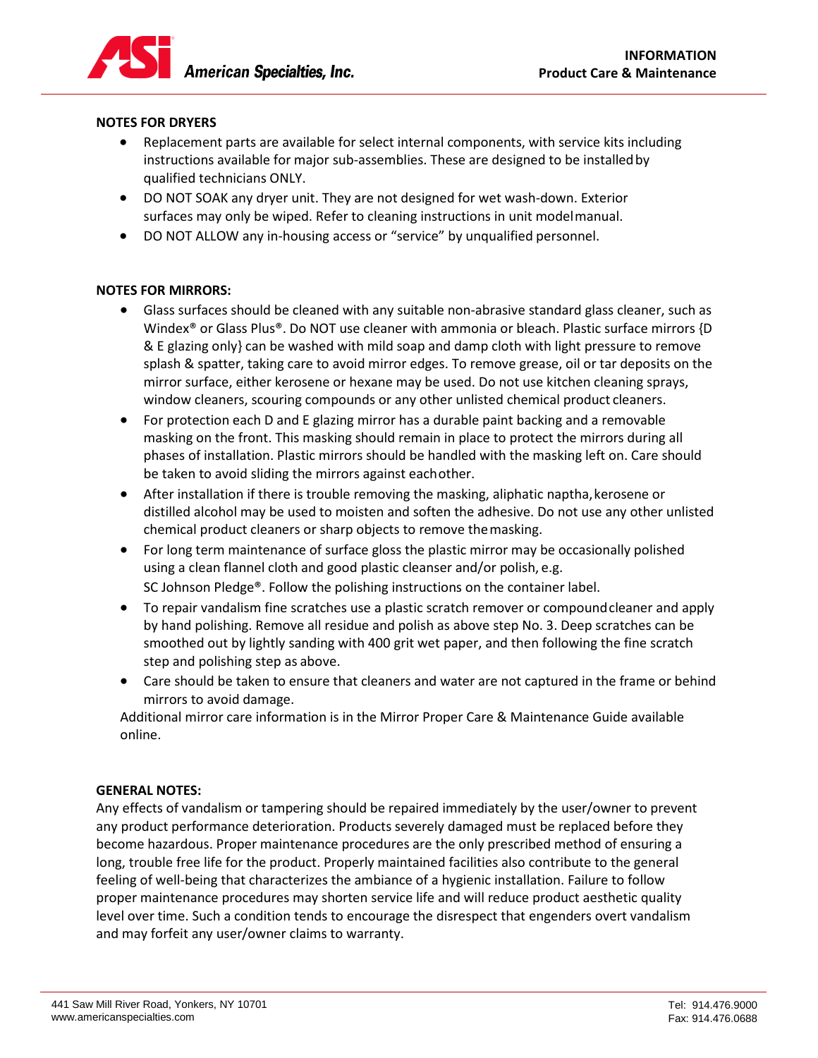**NOTES FOR DRYERS**

- Replacement parts are available for select internal components, with service kits including instructions available for major sub-assemblies. These are designed to be installed by qualified technicians ONLY.
- DO NOT SOAK any dryer unit. They are not designed for wet wash-down. Exterior surfaces may only be wiped. Refer to cleaning instructions in unit model manual.
- DO NOT ALLOW any in-housing access or "service" by unqualified personnel.

**NOTES FOR MIRRORS:**

- Glass surfaces should be cleaned with any suitable non-abrasive standard glass cleaner, such as Windex® or Glass Plus®. Do NOT use cleaner with ammonia or bleach. Plastic surface mirrors {D & E glazing only} can be washed with mild soap and damp cloth with light pressure to remove splash & spatter, taking care to avoid mirror edges. To remove grease, oil or tar deposits on the mirror surface, either kerosene or hexane may be used. Do not use kitchen cleaning sprays, window cleaners, scouring compounds or any other unlisted chemical product cleaners.
- For protection each D and E glazing mirror has a durable paint backing and a removable masking on the front. This masking should remain in place to protect the mirrors during all phases of installation. Plastic mirrors should be handled with the masking left on. Care should be taken to avoid sliding the mirrors against each other.
- After installation if there is trouble removing the masking, aliphatic naptha, kerosene or distilled alcohol may be used to moisten and soften the adhesive. Do not use any other unlisted chemical product cleaners or sharp objects to remove the masking.
- For long term maintenance of surface gloss the plastic mirror may be occasionally polished using a clean flannel cloth and good plastic cleanser and/or polish, e.g. SC Johnson Pledge®. Follow the polishing instructions on the container label.
- To repair vandalism fine scratches use a plastic scratch remover or compound cleaner and apply by hand polishing. Remove all residue and polish as above step No. 3. Deep scratches can be smoothed out by lightly sanding with 400 grit wet paper, and then following the fine scratch step and polishing step as above.
- Care should be taken to ensure that cleaners and water are not captured in the frame or behind mirrors to avoid damage.

Additional mirror care information is in the Mirror Proper Care & Maintenance Guide available online.

**GENERAL NOTES:**

Any effects of vandalism or tampering should be repaired immediately by the user/owner to prevent any product performance deterioration. Products severely damaged must be replaced before they become hazardous. Proper maintenance procedures are the only prescribed method of ensuring a long, trouble free life for the product. Properly maintained facilities also contribute to the general feeling of well-being that characterizes the ambiance of a hygienic installation. Failure to follow proper maintenance procedures may shorten service life and will reduce product aesthetic quality level over time. Such a condition tends to encourage the disrespect that engenders overt vandalism and may forfeit any user/owner claims to warranty.